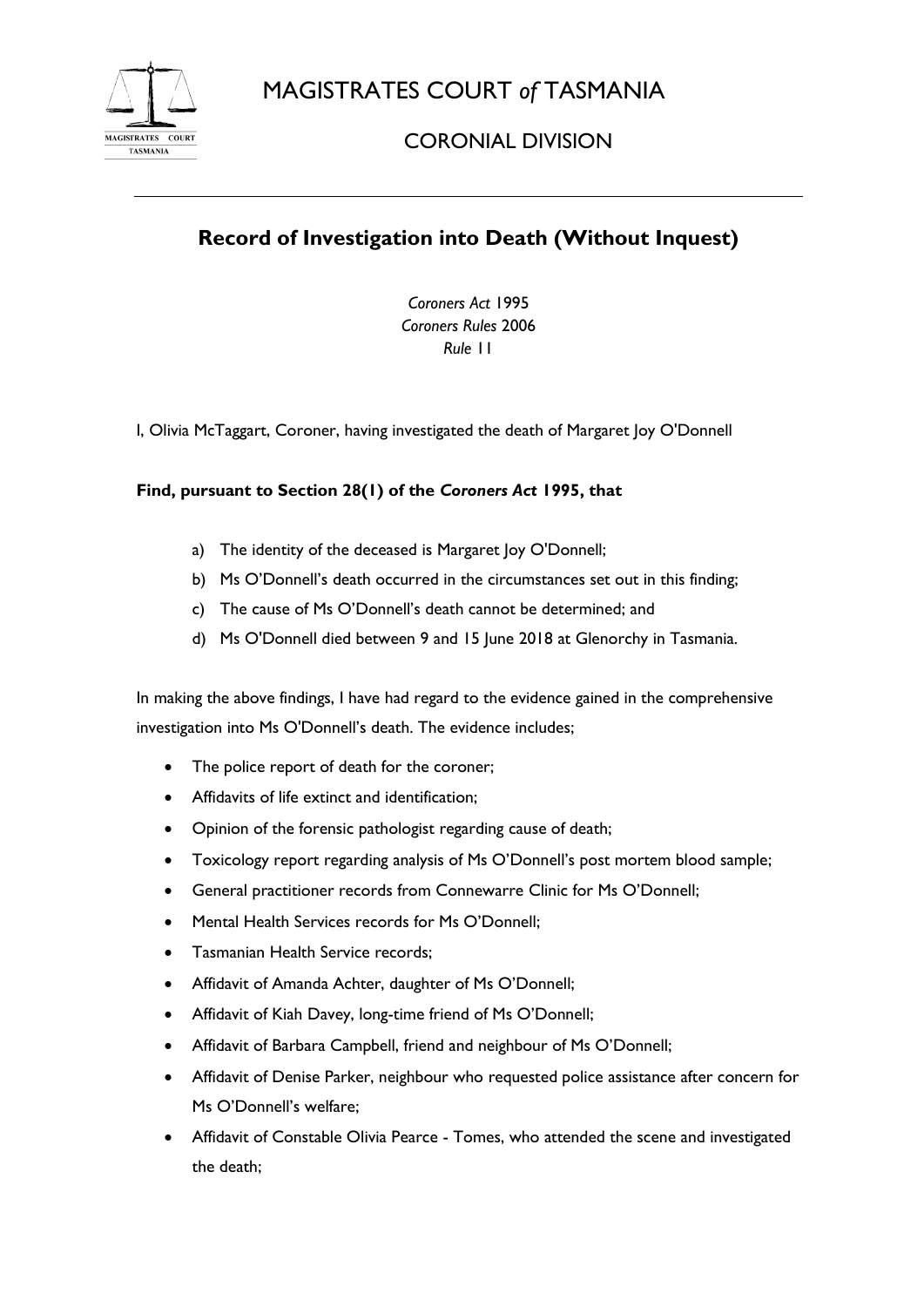# MAGISTRATES COURT *of* TASMANIA

## CORONIAL DIVISION

---

## Record of Investigation into Death (Without Inquest)

*Coroners Act* 1995
*Coroners Rules* 2006
*Rule* 11

I, Olivia McTaggart, Coroner, having investigated the death of Margaret Joy O'Donnell

**Find, pursuant to Section 28(1) of the *Coroners Act* 1995, that**

a) The identity of the deceased is Margaret Joy O'Donnell;
b) Ms O'Donnell's death occurred in the circumstances set out in this finding;
c) The cause of Ms O'Donnell's death cannot be determined; and
d) Ms O'Donnell died between 9 and 15 June 2018 at Glenorchy in Tasmania.

In making the above findings, I have had regard to the evidence gained in the comprehensive investigation into Ms O'Donnell's death. The evidence includes;

- The police report of death for the coroner;
- Affidavits of life extinct and identification;
- Opinion of the forensic pathologist regarding cause of death;
- Toxicology report regarding analysis of Ms O'Donnell's post mortem blood sample;
- General practitioner records from Connewarre Clinic for Ms O'Donnell;
- Mental Health Services records for Ms O'Donnell;
- Tasmanian Health Service records;
- Affidavit of Amanda Achter, daughter of Ms O'Donnell;
- Affidavit of Kiah Davey, long-time friend of Ms O'Donnell;
- Affidavit of Barbara Campbell, friend and neighbour of Ms O'Donnell;
- Affidavit of Denise Parker, neighbour who requested police assistance after concern for Ms O'Donnell's welfare;
- Affidavit of Constable Olivia Pearce - Tomes, who attended the scene and investigated the death;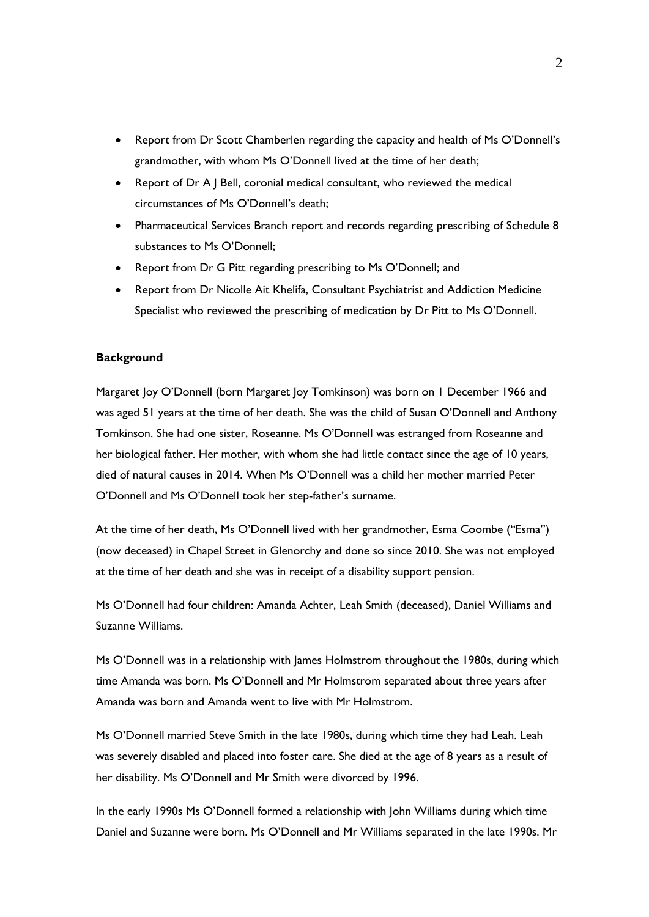- Report from Dr Scott Chamberlen regarding the capacity and health of Ms O'Donnell's grandmother, with whom Ms O'Donnell lived at the time of her death;
- Report of Dr A J Bell, coronial medical consultant, who reviewed the medical circumstances of Ms O'Donnell's death;
- Pharmaceutical Services Branch report and records regarding prescribing of Schedule 8 substances to Ms O'Donnell;
- Report from Dr G Pitt regarding prescribing to Ms O'Donnell; and
- Report from Dr Nicolle Ait Khelifa, Consultant Psychiatrist and Addiction Medicine Specialist who reviewed the prescribing of medication by Dr Pitt to Ms O'Donnell.

**Background**

Margaret Joy O'Donnell (born Margaret Joy Tomkinson) was born on 1 December 1966 and was aged 51 years at the time of her death. She was the child of Susan O'Donnell and Anthony Tomkinson. She had one sister, Roseanne. Ms O'Donnell was estranged from Roseanne and her biological father. Her mother, with whom she had little contact since the age of 10 years, died of natural causes in 2014. When Ms O'Donnell was a child her mother married Peter O'Donnell and Ms O'Donnell took her step-father's surname.

At the time of her death, Ms O'Donnell lived with her grandmother, Esma Coombe ("Esma") (now deceased) in Chapel Street in Glenorchy and done so since 2010. She was not employed at the time of her death and she was in receipt of a disability support pension.

Ms O'Donnell had four children: Amanda Achter, Leah Smith (deceased), Daniel Williams and Suzanne Williams.

Ms O'Donnell was in a relationship with James Holmstrom throughout the 1980s, during which time Amanda was born. Ms O'Donnell and Mr Holmstrom separated about three years after Amanda was born and Amanda went to live with Mr Holmstrom.

Ms O'Donnell married Steve Smith in the late 1980s, during which time they had Leah. Leah was severely disabled and placed into foster care. She died at the age of 8 years as a result of her disability. Ms O'Donnell and Mr Smith were divorced by 1996.

In the early 1990s Ms O'Donnell formed a relationship with John Williams during which time Daniel and Suzanne were born. Ms O'Donnell and Mr Williams separated in the late 1990s. Mr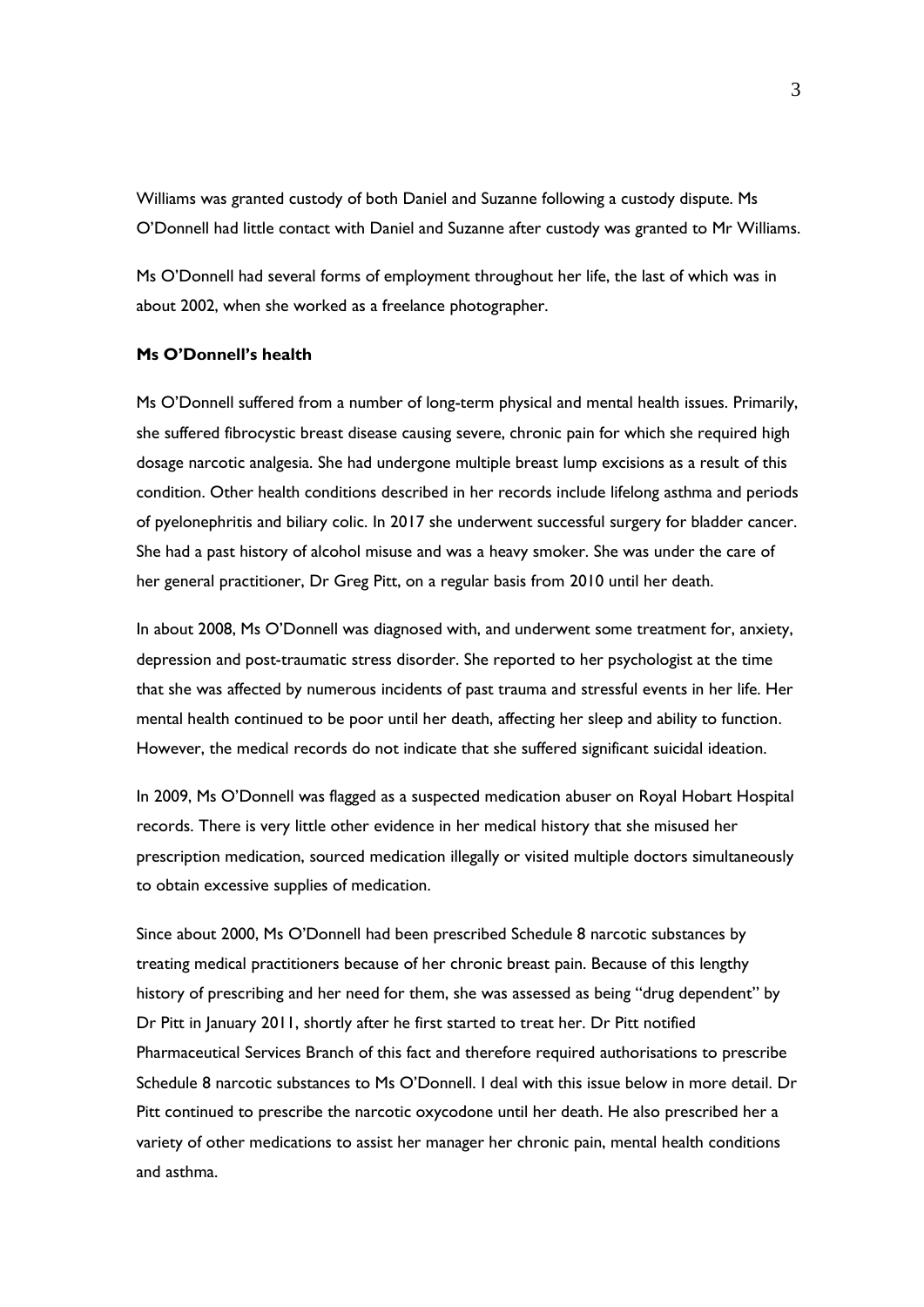Williams was granted custody of both Daniel and Suzanne following a custody dispute. Ms O'Donnell had little contact with Daniel and Suzanne after custody was granted to Mr Williams.

Ms O'Donnell had several forms of employment throughout her life, the last of which was in about 2002, when she worked as a freelance photographer.

**Ms O'Donnell's health**

Ms O'Donnell suffered from a number of long-term physical and mental health issues. Primarily, she suffered fibrocystic breast disease causing severe, chronic pain for which she required high dosage narcotic analgesia. She had undergone multiple breast lump excisions as a result of this condition. Other health conditions described in her records include lifelong asthma and periods of pyelonephritis and biliary colic. In 2017 she underwent successful surgery for bladder cancer. She had a past history of alcohol misuse and was a heavy smoker. She was under the care of her general practitioner, Dr Greg Pitt, on a regular basis from 2010 until her death.

In about 2008, Ms O'Donnell was diagnosed with, and underwent some treatment for, anxiety, depression and post-traumatic stress disorder. She reported to her psychologist at the time that she was affected by numerous incidents of past trauma and stressful events in her life. Her mental health continued to be poor until her death, affecting her sleep and ability to function. However, the medical records do not indicate that she suffered significant suicidal ideation.

In 2009, Ms O'Donnell was flagged as a suspected medication abuser on Royal Hobart Hospital records. There is very little other evidence in her medical history that she misused her prescription medication, sourced medication illegally or visited multiple doctors simultaneously to obtain excessive supplies of medication.

Since about 2000, Ms O'Donnell had been prescribed Schedule 8 narcotic substances by treating medical practitioners because of her chronic breast pain. Because of this lengthy history of prescribing and her need for them, she was assessed as being "drug dependent" by Dr Pitt in January 2011, shortly after he first started to treat her. Dr Pitt notified Pharmaceutical Services Branch of this fact and therefore required authorisations to prescribe Schedule 8 narcotic substances to Ms O'Donnell. I deal with this issue below in more detail. Dr Pitt continued to prescribe the narcotic oxycodone until her death. He also prescribed her a variety of other medications to assist her manager her chronic pain, mental health conditions and asthma.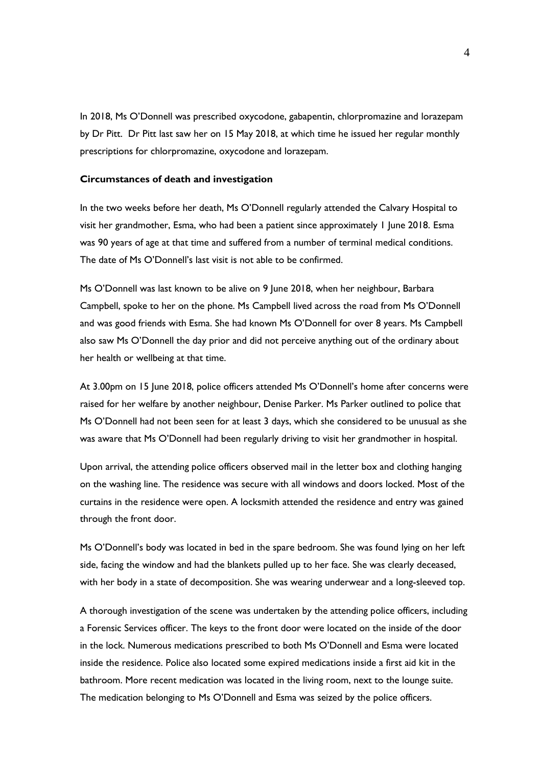In 2018, Ms O'Donnell was prescribed oxycodone, gabapentin, chlorpromazine and lorazepam by Dr Pitt. Dr Pitt last saw her on 15 May 2018, at which time he issued her regular monthly prescriptions for chlorpromazine, oxycodone and lorazepam.

**Circumstances of death and investigation**

In the two weeks before her death, Ms O'Donnell regularly attended the Calvary Hospital to visit her grandmother, Esma, who had been a patient since approximately 1 June 2018. Esma was 90 years of age at that time and suffered from a number of terminal medical conditions. The date of Ms O'Donnell's last visit is not able to be confirmed.

Ms O'Donnell was last known to be alive on 9 June 2018, when her neighbour, Barbara Campbell, spoke to her on the phone. Ms Campbell lived across the road from Ms O'Donnell and was good friends with Esma. She had known Ms O'Donnell for over 8 years. Ms Campbell also saw Ms O'Donnell the day prior and did not perceive anything out of the ordinary about her health or wellbeing at that time.

At 3.00pm on 15 June 2018, police officers attended Ms O'Donnell's home after concerns were raised for her welfare by another neighbour, Denise Parker. Ms Parker outlined to police that Ms O'Donnell had not been seen for at least 3 days, which she considered to be unusual as she was aware that Ms O'Donnell had been regularly driving to visit her grandmother in hospital.

Upon arrival, the attending police officers observed mail in the letter box and clothing hanging on the washing line. The residence was secure with all windows and doors locked. Most of the curtains in the residence were open. A locksmith attended the residence and entry was gained through the front door.

Ms O'Donnell's body was located in bed in the spare bedroom. She was found lying on her left side, facing the window and had the blankets pulled up to her face. She was clearly deceased, with her body in a state of decomposition. She was wearing underwear and a long-sleeved top.

A thorough investigation of the scene was undertaken by the attending police officers, including a Forensic Services officer. The keys to the front door were located on the inside of the door in the lock. Numerous medications prescribed to both Ms O'Donnell and Esma were located inside the residence. Police also located some expired medications inside a first aid kit in the bathroom. More recent medication was located in the living room, next to the lounge suite. The medication belonging to Ms O'Donnell and Esma was seized by the police officers.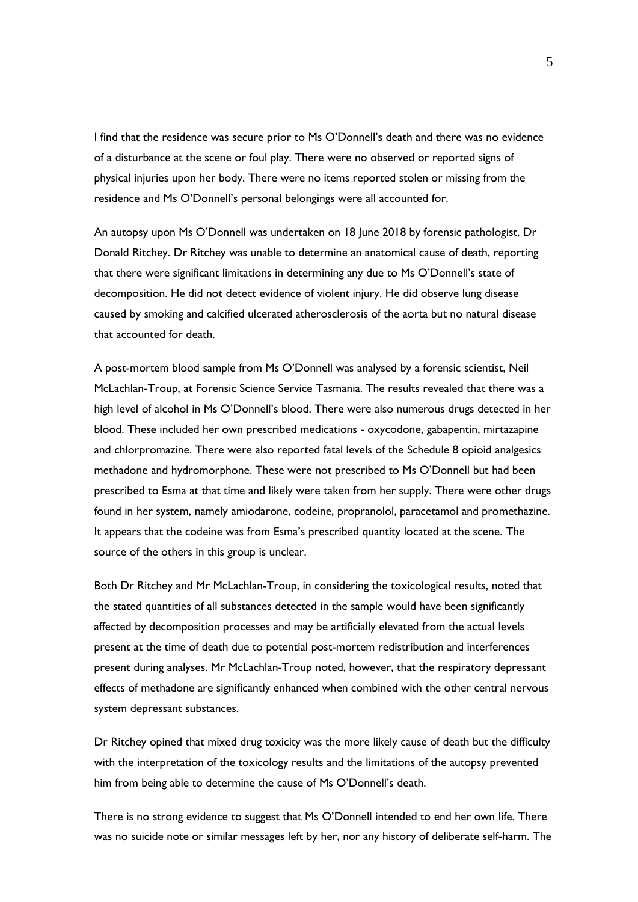I find that the residence was secure prior to Ms O'Donnell's death and there was no evidence of a disturbance at the scene or foul play. There were no observed or reported signs of physical injuries upon her body. There were no items reported stolen or missing from the residence and Ms O'Donnell's personal belongings were all accounted for.

An autopsy upon Ms O'Donnell was undertaken on 18 June 2018 by forensic pathologist, Dr Donald Ritchey. Dr Ritchey was unable to determine an anatomical cause of death, reporting that there were significant limitations in determining any due to Ms O'Donnell's state of decomposition. He did not detect evidence of violent injury. He did observe lung disease caused by smoking and calcified ulcerated atherosclerosis of the aorta but no natural disease that accounted for death.

A post-mortem blood sample from Ms O'Donnell was analysed by a forensic scientist, Neil McLachlan-Troup, at Forensic Science Service Tasmania. The results revealed that there was a high level of alcohol in Ms O'Donnell's blood. There were also numerous drugs detected in her blood. These included her own prescribed medications - oxycodone, gabapentin, mirtazapine and chlorpromazine. There were also reported fatal levels of the Schedule 8 opioid analgesics methadone and hydromorphone. These were not prescribed to Ms O'Donnell but had been prescribed to Esma at that time and likely were taken from her supply. There were other drugs found in her system, namely amiodarone, codeine, propranolol, paracetamol and promethazine. It appears that the codeine was from Esma's prescribed quantity located at the scene. The source of the others in this group is unclear.

Both Dr Ritchey and Mr McLachlan-Troup, in considering the toxicological results, noted that the stated quantities of all substances detected in the sample would have been significantly affected by decomposition processes and may be artificially elevated from the actual levels present at the time of death due to potential post-mortem redistribution and interferences present during analyses. Mr McLachlan-Troup noted, however, that the respiratory depressant effects of methadone are significantly enhanced when combined with the other central nervous system depressant substances.

Dr Ritchey opined that mixed drug toxicity was the more likely cause of death but the difficulty with the interpretation of the toxicology results and the limitations of the autopsy prevented him from being able to determine the cause of Ms O'Donnell's death.

There is no strong evidence to suggest that Ms O'Donnell intended to end her own life. There was no suicide note or similar messages left by her, nor any history of deliberate self-harm. The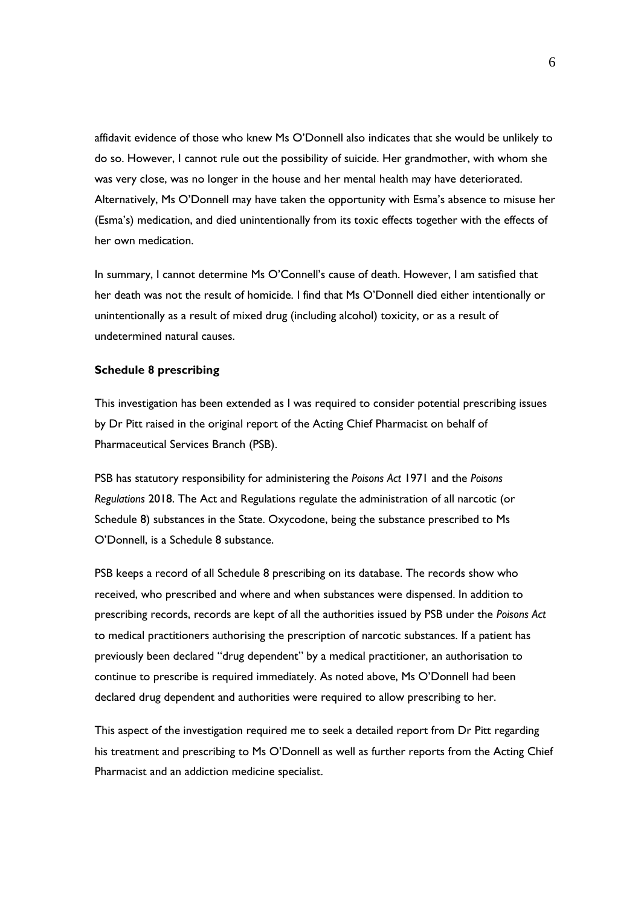affidavit evidence of those who knew Ms O'Donnell also indicates that she would be unlikely to do so. However, I cannot rule out the possibility of suicide. Her grandmother, with whom she was very close, was no longer in the house and her mental health may have deteriorated. Alternatively, Ms O'Donnell may have taken the opportunity with Esma's absence to misuse her (Esma's) medication, and died unintentionally from its toxic effects together with the effects of her own medication.

In summary, I cannot determine Ms O'Connell's cause of death. However, I am satisfied that her death was not the result of homicide. I find that Ms O'Donnell died either intentionally or unintentionally as a result of mixed drug (including alcohol) toxicity, or as a result of undetermined natural causes.

**Schedule 8 prescribing**

This investigation has been extended as I was required to consider potential prescribing issues by Dr Pitt raised in the original report of the Acting Chief Pharmacist on behalf of Pharmaceutical Services Branch (PSB).

PSB has statutory responsibility for administering the *Poisons Act* 1971 and the *Poisons Regulations* 2018. The Act and Regulations regulate the administration of all narcotic (or Schedule 8) substances in the State. Oxycodone, being the substance prescribed to Ms O'Donnell, is a Schedule 8 substance.

PSB keeps a record of all Schedule 8 prescribing on its database. The records show who received, who prescribed and where and when substances were dispensed. In addition to prescribing records, records are kept of all the authorities issued by PSB under the *Poisons Act* to medical practitioners authorising the prescription of narcotic substances. If a patient has previously been declared "drug dependent" by a medical practitioner, an authorisation to continue to prescribe is required immediately. As noted above, Ms O'Donnell had been declared drug dependent and authorities were required to allow prescribing to her.

This aspect of the investigation required me to seek a detailed report from Dr Pitt regarding his treatment and prescribing to Ms O'Donnell as well as further reports from the Acting Chief Pharmacist and an addiction medicine specialist.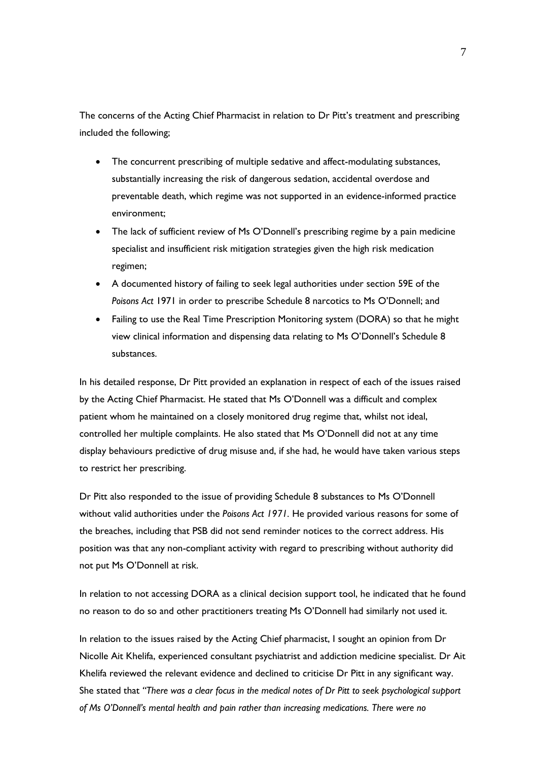The concerns of the Acting Chief Pharmacist in relation to Dr Pitt's treatment and prescribing included the following;

- The concurrent prescribing of multiple sedative and affect-modulating substances, substantially increasing the risk of dangerous sedation, accidental overdose and preventable death, which regime was not supported in an evidence-informed practice environment;
- The lack of sufficient review of Ms O'Donnell's prescribing regime by a pain medicine specialist and insufficient risk mitigation strategies given the high risk medication regimen;
- A documented history of failing to seek legal authorities under section 59E of the *Poisons Act* 1971 in order to prescribe Schedule 8 narcotics to Ms O'Donnell; and
- Failing to use the Real Time Prescription Monitoring system (DORA) so that he might view clinical information and dispensing data relating to Ms O'Donnell's Schedule 8 substances.

In his detailed response, Dr Pitt provided an explanation in respect of each of the issues raised by the Acting Chief Pharmacist. He stated that Ms O'Donnell was a difficult and complex patient whom he maintained on a closely monitored drug regime that, whilst not ideal, controlled her multiple complaints. He also stated that Ms O'Donnell did not at any time display behaviours predictive of drug misuse and, if she had, he would have taken various steps to restrict her prescribing.

Dr Pitt also responded to the issue of providing Schedule 8 substances to Ms O'Donnell without valid authorities under the *Poisons Act 1971*. He provided various reasons for some of the breaches, including that PSB did not send reminder notices to the correct address. His position was that any non-compliant activity with regard to prescribing without authority did not put Ms O'Donnell at risk.

In relation to not accessing DORA as a clinical decision support tool, he indicated that he found no reason to do so and other practitioners treating Ms O'Donnell had similarly not used it.

In relation to the issues raised by the Acting Chief pharmacist, I sought an opinion from Dr Nicolle Ait Khelifa, experienced consultant psychiatrist and addiction medicine specialist. Dr Ait Khelifa reviewed the relevant evidence and declined to criticise Dr Pitt in any significant way. She stated that *"There was a clear focus in the medical notes of Dr Pitt to seek psychological support of Ms O'Donnell's mental health and pain rather than increasing medications. There were no*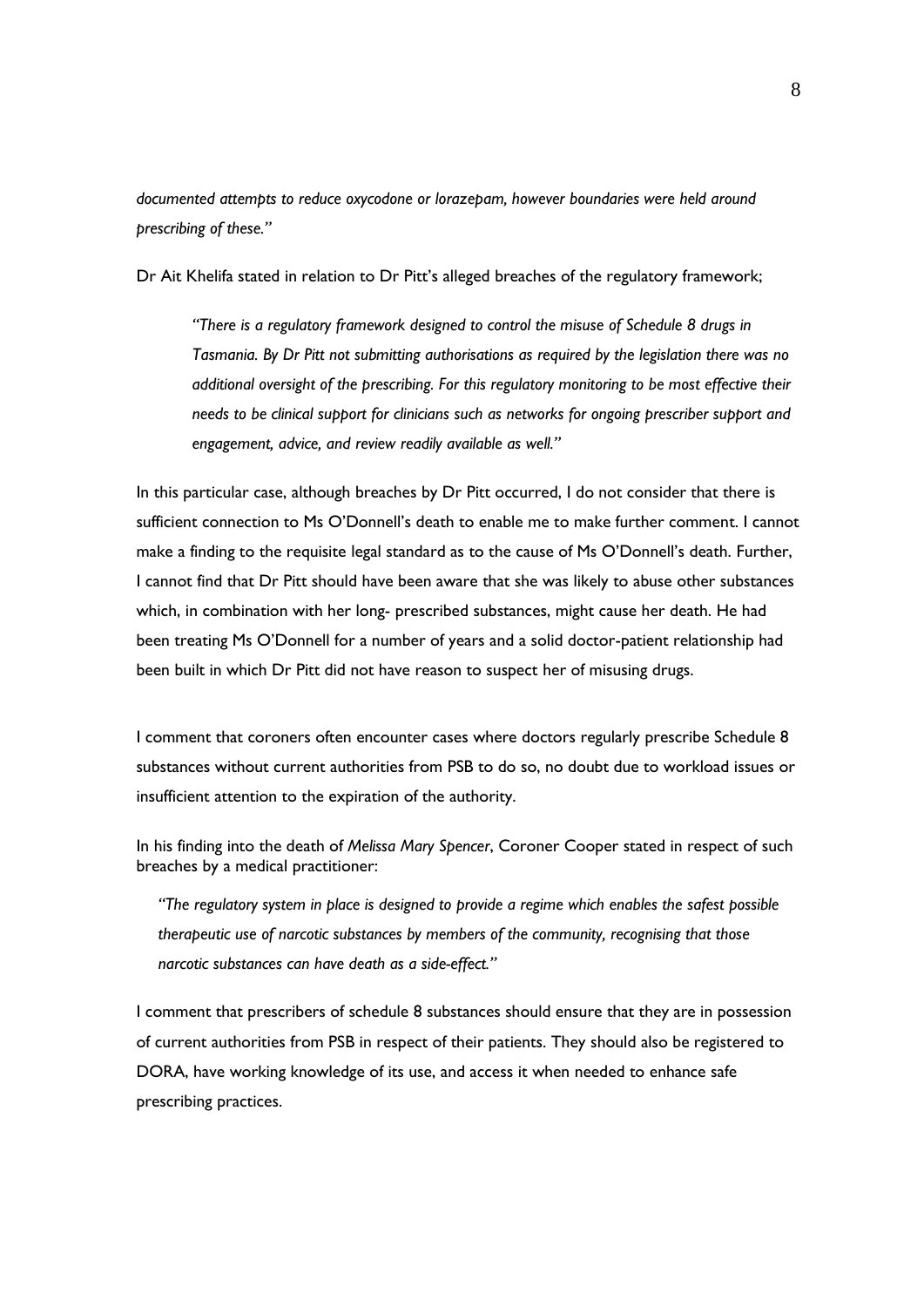*documented attempts to reduce oxycodone or lorazepam, however boundaries were held around prescribing of these."*

Dr Ait Khelifa stated in relation to Dr Pitt's alleged breaches of the regulatory framework;

> *"There is a regulatory framework designed to control the misuse of Schedule 8 drugs in Tasmania. By Dr Pitt not submitting authorisations as required by the legislation there was no additional oversight of the prescribing. For this regulatory monitoring to be most effective their needs to be clinical support for clinicians such as networks for ongoing prescriber support and engagement, advice, and review readily available as well."*

In this particular case, although breaches by Dr Pitt occurred, I do not consider that there is sufficient connection to Ms O'Donnell's death to enable me to make further comment. I cannot make a finding to the requisite legal standard as to the cause of Ms O'Donnell's death. Further, I cannot find that Dr Pitt should have been aware that she was likely to abuse other substances which, in combination with her long- prescribed substances, might cause her death. He had been treating Ms O'Donnell for a number of years and a solid doctor-patient relationship had been built in which Dr Pitt did not have reason to suspect her of misusing drugs.

I comment that coroners often encounter cases where doctors regularly prescribe Schedule 8 substances without current authorities from PSB to do so, no doubt due to workload issues or insufficient attention to the expiration of the authority.

In his finding into the death of *Melissa Mary Spencer*, Coroner Cooper stated in respect of such breaches by a medical practitioner:

> *"The regulatory system in place is designed to provide a regime which enables the safest possible therapeutic use of narcotic substances by members of the community, recognising that those narcotic substances can have death as a side-effect."*

I comment that prescribers of schedule 8 substances should ensure that they are in possession of current authorities from PSB in respect of their patients. They should also be registered to DORA, have working knowledge of its use, and access it when needed to enhance safe prescribing practices.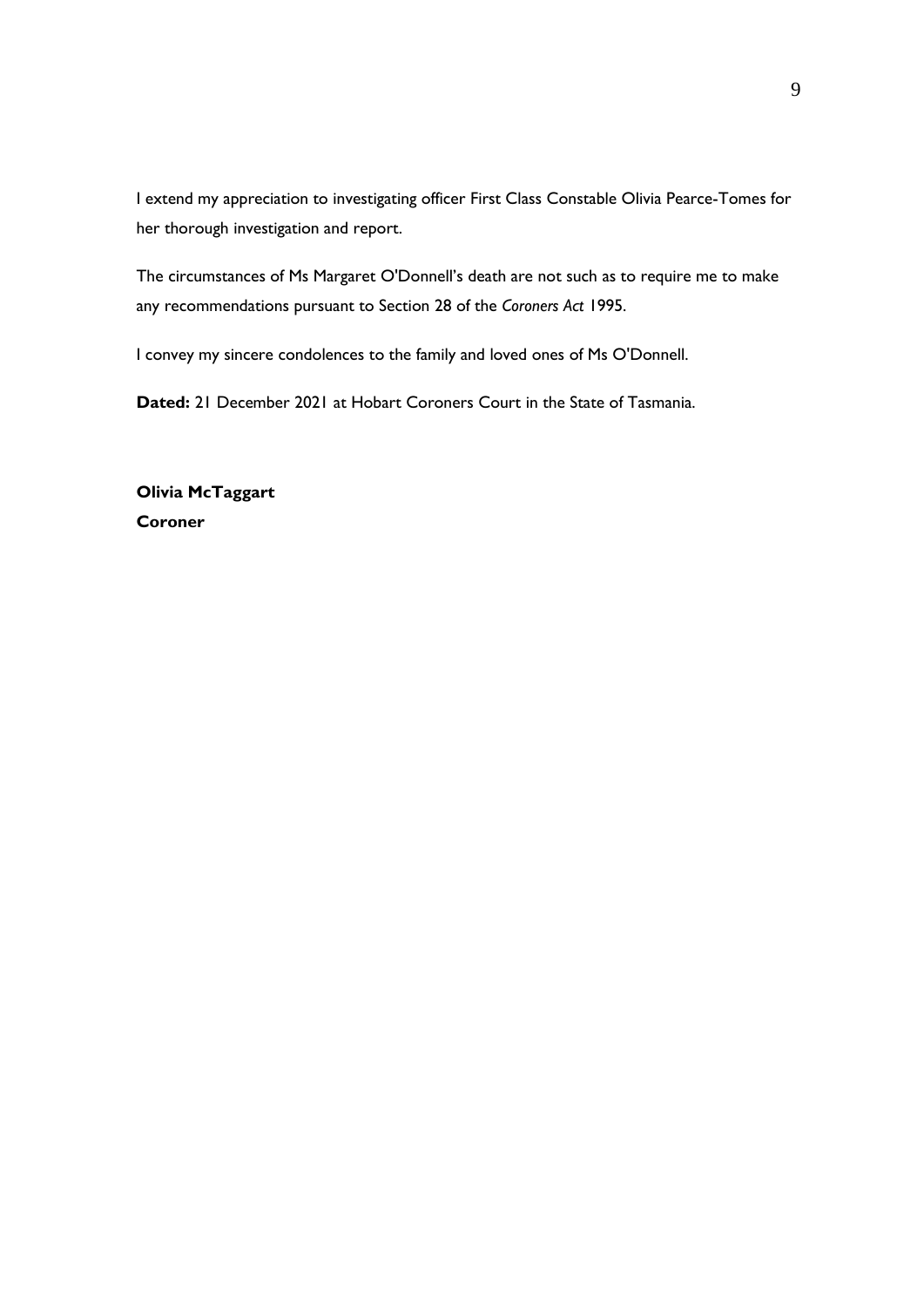I extend my appreciation to investigating officer First Class Constable Olivia Pearce-Tomes for her thorough investigation and report.

The circumstances of Ms Margaret O'Donnell's death are not such as to require me to make any recommendations pursuant to Section 28 of the *Coroners Act* 1995.

I convey my sincere condolences to the family and loved ones of Ms O'Donnell.

**Dated:** 21 December 2021 at Hobart Coroners Court in the State of Tasmania.

**Olivia McTaggart**
**Coroner**